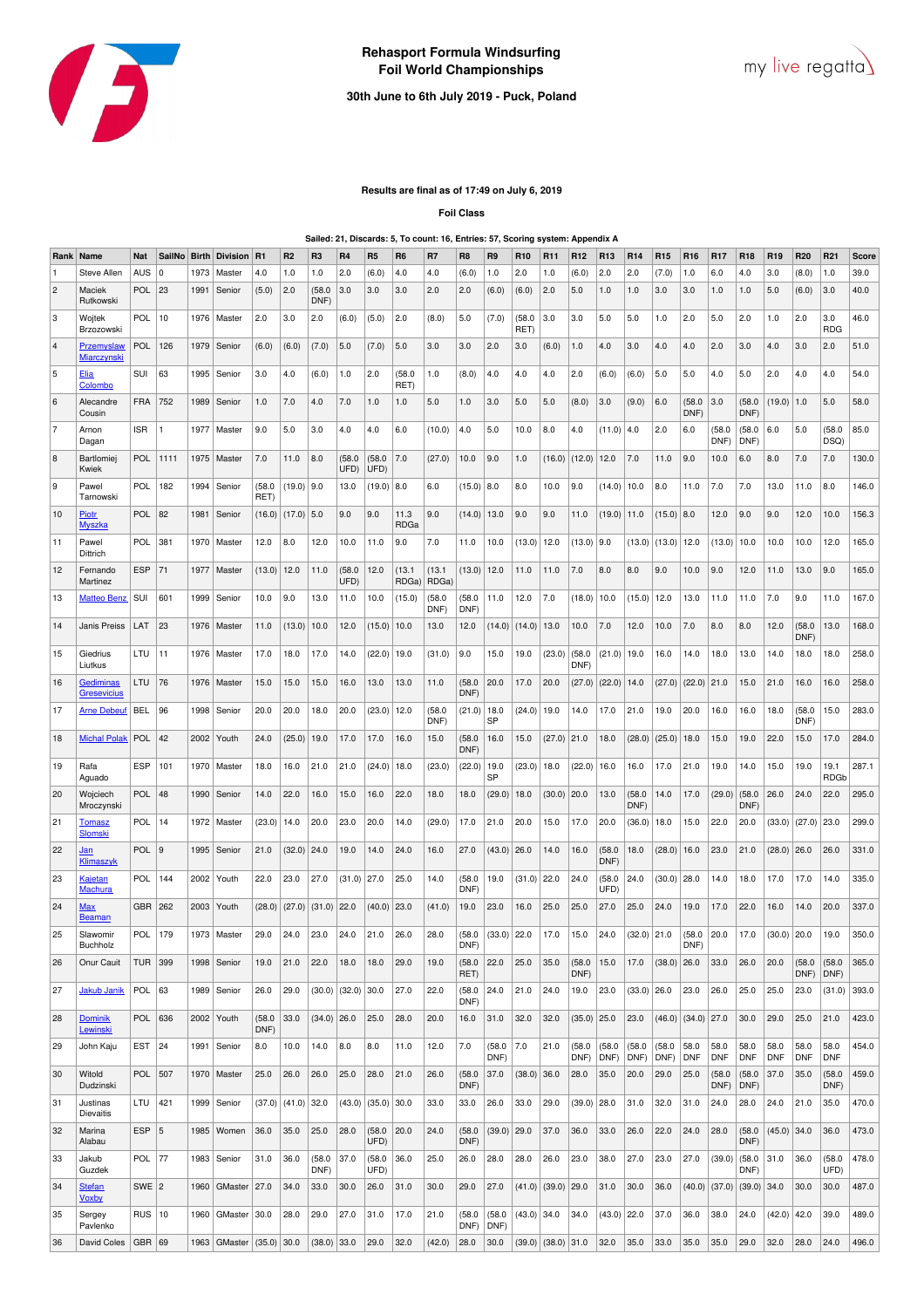**Rehasport Formula Windsurfing Foil World Championships**

**30th June to 6th July 2019 - Puck, Poland**

my live regatta

**Results are final as of 17:49 on July 6, 2019**

**Foil Class**

**Sailed: 21, Discards: 5, To count: 16, Entries: 57, Scoring system: Appendix A**

| Rank | Name | Nat | SailNo | Birth | Division | R1 | R2 | R3 | R4 | R5 | R6 | R7 | R8 | R9 | R10 | R11 | R12 | R13 | R14 | R15 | R16 | R17 | R18 | R19 | R20 | R21 | Score |
|---|---|---|---|---|---|---|---|---|---|---|---|---|---|---|---|---|---|---|---|---|---|---|---|---|---|---|---|
| 1 | Steve Allen | AUS | 0 | 1973 | Master | 4.0 | 1.0 | 1.0 | 2.0 | (6.0) | 4.0 | 4.0 | (6.0) | 1.0 | 2.0 | 1.0 | (6.0) | 2.0 | 2.0 | (7.0) | 1.0 | 6.0 | 4.0 | 3.0 | (8.0) | 1.0 | 39.0 |
| 2 | Maciek Rutkowski | POL | 23 | 1991 | Senior | (5.0) | 2.0 | (58.0 DNF) | 3.0 | 3.0 | 3.0 | 2.0 | 2.0 | (6.0) | (6.0) | 2.0 | 5.0 | 1.0 | 1.0 | 3.0 | 3.0 | 1.0 | 1.0 | 5.0 | (6.0) | 3.0 | 40.0 |
| 3 | Wojtek Brzozowski | POL | 10 | 1976 | Master | 2.0 | 3.0 | 2.0 | (6.0) | (5.0) | 2.0 | (8.0) | 5.0 | (7.0) | (58.0 RET) | 3.0 | 3.0 | 5.0 | 5.0 | 1.0 | 2.0 | 5.0 | 2.0 | 1.0 | 2.0 | 3.0 RDG | 46.0 |
| 4 | Przemyslaw Miarczynski | POL | 126 | 1979 | Senior | (6.0) | (6.0) | (7.0) | 5.0 | (7.0) | 5.0 | 3.0 | 3.0 | 2.0 | 3.0 | (6.0) | 1.0 | 4.0 | 3.0 | 4.0 | 4.0 | 2.0 | 3.0 | 4.0 | 3.0 | 2.0 | 51.0 |
| 5 | Elia Colombo | SUI | 63 | 1995 | Senior | 3.0 | 4.0 | (6.0) | 1.0 | 2.0 | (58.0 RET) | 1.0 | (8.0) | 4.0 | 4.0 | 4.0 | 2.0 | (6.0) | (6.0) | 5.0 | 5.0 | 4.0 | 5.0 | 2.0 | 4.0 | 4.0 | 54.0 |
| 6 | Alecandre Cousin | FRA | 752 | 1989 | Senior | 1.0 | 7.0 | 4.0 | 7.0 | 1.0 | 1.0 | 5.0 | 1.0 | 3.0 | 5.0 | 5.0 | (8.0) | 3.0 | (9.0) | 6.0 | (58.0 DNF) | 3.0 | (58.0 DNF) | (19.0) | 1.0 | 5.0 | 58.0 |
| 7 | Arnon Dagan | ISR | 1 | 1977 | Master | 9.0 | 5.0 | 3.0 | 4.0 | 4.0 | 6.0 | (10.0) | 4.0 | 5.0 | 10.0 | 8.0 | 4.0 | (11.0) | 4.0 | 2.0 | 6.0 | (58.0 DNF) | (58.0 DNF) | 6.0 | 5.0 | (58.0 DSQ) | 85.0 |
| 8 | Bartlomiej Kwiek | POL | 1111 | 1975 | Master | 7.0 | 11.0 | 8.0 | (58.0 UFD) | (58.0 UFD) | 7.0 | (27.0) | 10.0 | 9.0 | 1.0 | (16.0) | (12.0) | 12.0 | 7.0 | 11.0 | 9.0 | 10.0 | 6.0 | 8.0 | 7.0 | 7.0 | 130.0 |
| 9 | Pawel Tarnowski | POL | 182 | 1994 | Senior | (58.0 RET) | (19.0) | 9.0 | 13.0 | (19.0) | 8.0 | 6.0 | (15.0) | 8.0 | 8.0 | 10.0 | 9.0 | (14.0) | 10.0 | 8.0 | 11.0 | 7.0 | 7.0 | 13.0 | 11.0 | 8.0 | 146.0 |
| 10 | Piotr Myszka | POL | 82 | 1981 | Senior | (16.0) | (17.0) | 5.0 | 9.0 | 9.0 | 11.3 RDGa | 9.0 | (14.0) | 13.0 | 9.0 | 9.0 | 11.0 | (19.0) | 11.0 | (15.0) | 8.0 | 12.0 | 9.0 | 9.0 | 12.0 | 10.0 | 156.3 |
| 11 | Pawel Dittrich | POL | 381 | 1970 | Master | 12.0 | 8.0 | 12.0 | 10.0 | 11.0 | 9.0 | 7.0 | 11.0 | 10.0 | (13.0) | 12.0 | (13.0) | 9.0 | (13.0) | (13.0) | 12.0 | (13.0) | 10.0 | 10.0 | 10.0 | 12.0 | 165.0 |
| 12 | Fernando Martinez | ESP | 71 | 1977 | Master | (13.0) | 12.0 | 11.0 | (58.0 UFD) | 12.0 | (13.1 RDGa) | (13.1 RDGa) | (13.0) | 12.0 | 11.0 | 11.0 | 7.0 | 8.0 | 8.0 | 9.0 | 10.0 | 9.0 | 12.0 | 11.0 | 13.0 | 9.0 | 165.0 |
| 13 | Matteo Benz | SUI | 601 | 1999 | Senior | 10.0 | 9.0 | 13.0 | 11.0 | 10.0 | (15.0) | (58.0 DNF) | (58.0 DNF) | 11.0 | 12.0 | 7.0 | (18.0) | 10.0 | (15.0) | 12.0 | 13.0 | 11.0 | 11.0 | 7.0 | 9.0 | 11.0 | 167.0 |
| 14 | Janis Preiss | LAT | 23 | 1976 | Master | 11.0 | (13.0) | 10.0 | 12.0 | (15.0) | 10.0 | 13.0 | 12.0 | (14.0) | (14.0) | 13.0 | 10.0 | 7.0 | 12.0 | 10.0 | 7.0 | 8.0 | 8.0 | 12.0 | (58.0 DNF) | 13.0 | 168.0 |
| 15 | Giedrius Liutkus | LTU | 11 | 1976 | Master | 17.0 | 18.0 | 17.0 | 14.0 | (22.0) | 19.0 | (31.0) | 9.0 | 15.0 | 19.0 | (23.0) | (58.0 DNF) | (21.0) | 19.0 | 16.0 | 14.0 | 18.0 | 13.0 | 14.0 | 18.0 | 18.0 | 258.0 |
| 16 | Gediminas Gresevicius | LTU | 76 | 1976 | Master | 15.0 | 15.0 | 15.0 | 16.0 | 13.0 | 13.0 | 11.0 | (58.0 DNF) | 20.0 | 17.0 | 20.0 | (27.0) | (22.0) | 14.0 | (27.0) | (22.0) | 21.0 | 15.0 | 21.0 | 16.0 | 16.0 | 258.0 |
| 17 | Arne Debeuf | BEL | 96 | 1998 | Senior | 20.0 | 20.0 | 18.0 | 20.0 | (23.0) | 12.0 | (58.0 DNF) | (21.0) | 18.0 SP | (24.0) | 19.0 | 14.0 | 17.0 | 21.0 | 19.0 | 20.0 | 16.0 | 16.0 | 18.0 | (58.0 DNF) | 15.0 | 283.0 |
| 18 | Michal Polak | POL | 42 | 2002 | Youth | 24.0 | (25.0) | 19.0 | 17.0 | 17.0 | 16.0 | 15.0 | (58.0 DNF) | 16.0 | 15.0 | (27.0) | 21.0 | 18.0 | (28.0) | (25.0) | 18.0 | 15.0 | 19.0 | 22.0 | 15.0 | 17.0 | 284.0 |
| 19 | Rafa Aguado | ESP | 101 | 1970 | Master | 18.0 | 16.0 | 21.0 | 21.0 | (24.0) | 18.0 | (23.0) | (22.0) | 19.0 SP | (23.0) | 18.0 | (22.0) | 16.0 | 16.0 | 17.0 | 21.0 | 19.0 | 14.0 | 15.0 | 19.0 | 19.1 RDGb | 287.1 |
| 20 | Wojciech Mroczynski | POL | 48 | 1990 | Senior | 14.0 | 22.0 | 16.0 | 15.0 | 16.0 | 22.0 | 18.0 | 18.0 | (29.0) | 18.0 | (30.0) | 20.0 | 13.0 | (58.0 DNF) | 14.0 | 17.0 | (29.0) | (58.0 DNF) | 26.0 | 24.0 | 22.0 | 295.0 |
| 21 | Tomasz Slomski | POL | 14 | 1972 | Master | (23.0) | 14.0 | 20.0 | 23.0 | 20.0 | 14.0 | (29.0) | 17.0 | 21.0 | 20.0 | 15.0 | 17.0 | 20.0 | (36.0) | 18.0 | 15.0 | 22.0 | 20.0 | (33.0) | (27.0) | 23.0 | 299.0 |
| 22 | Jan Klimaszyk | POL | 9 | 1995 | Senior | 21.0 | (32.0) | 24.0 | 19.0 | 14.0 | 24.0 | 16.0 | 27.0 | (43.0) | 26.0 | 14.0 | 16.0 | (58.0 DNF) | 18.0 | (28.0) | 16.0 | 23.0 | 21.0 | (28.0) | 26.0 | 26.0 | 331.0 |
| 23 | Kajetan Machura | POL | 144 | 2002 | Youth | 22.0 | 23.0 | 27.0 | (31.0) | 27.0 | 25.0 | 14.0 | (58.0 DNF) | 19.0 | (31.0) | 22.0 | 24.0 | (58.0 UFD) | 24.0 | (30.0) | 28.0 | 14.0 | 18.0 | 17.0 | 17.0 | 14.0 | 335.0 |
| 24 | Max Beaman | GBR | 262 | 2003 | Youth | (28.0) | (27.0) | (31.0) | 22.0 | (40.0) | 23.0 | (41.0) | 19.0 | 23.0 | 16.0 | 25.0 | 25.0 | 27.0 | 25.0 | 24.0 | 19.0 | 17.0 | 22.0 | 16.0 | 14.0 | 20.0 | 337.0 |
| 25 | Slawomir Buchholz | POL | 179 | 1973 | Master | 29.0 | 24.0 | 23.0 | 24.0 | 21.0 | 26.0 | 28.0 | (58.0 DNF) | (33.0) | 22.0 | 17.0 | 15.0 | 24.0 | (32.0) | 21.0 | (58.0 DNF) | 20.0 | 17.0 | (30.0) | 20.0 | 19.0 | 350.0 |
| 26 | Onur Cauit | TUR | 399 | 1998 | Senior | 19.0 | 21.0 | 22.0 | 18.0 | 18.0 | 29.0 | 19.0 | (58.0 RET) | 22.0 | 25.0 | 35.0 | (58.0 DNF) | 15.0 | 17.0 | (38.0) | 26.0 | 33.0 | 26.0 | 20.0 | (58.0 DNF) | (58.0 DNF) | 365.0 |
| 27 | Jakub Janik | POL | 63 | 1989 | Senior | 26.0 | 29.0 | (30.0) | (32.0) | 30.0 | 27.0 | 22.0 | (58.0 DNF) | 24.0 | 21.0 | 24.0 | 19.0 | 23.0 | (33.0) | 26.0 | 23.0 | 26.0 | 25.0 | 25.0 | 23.0 | (31.0) | 393.0 |
| 28 | Dominik Lewinski | POL | 636 | 2002 | Youth | (58.0 DNF) | 33.0 | (34.0) | 26.0 | 25.0 | 28.0 | 20.0 | 16.0 | 31.0 | 32.0 | 32.0 | (35.0) | 25.0 | 23.0 | (46.0) | (34.0) | 27.0 | 30.0 | 29.0 | 25.0 | 21.0 | 423.0 |
| 29 | John Kaju | EST | 24 | 1991 | Senior | 8.0 | 10.0 | 14.0 | 8.0 | 8.0 | 11.0 | 12.0 | 7.0 | (58.0 DNF) | 7.0 | 21.0 | (58.0 DNF) | (58.0 DNF) | (58.0 DNF) | (58.0 DNF) | 58.0 DNF | 58.0 DNF | 58.0 DNF | 58.0 DNF | 58.0 DNF | 58.0 DNF | 454.0 |
| 30 | Witold Dudzinski | POL | 507 | 1970 | Master | 25.0 | 26.0 | 26.0 | 25.0 | 28.0 | 21.0 | 26.0 | (58.0 DNF) | 37.0 | (38.0) | 36.0 | 28.0 | 35.0 | 20.0 | 29.0 | 25.0 | (58.0 DNF) | (58.0 DNF) | 37.0 | 35.0 | (58.0 DNF) | 459.0 |
| 31 | Justinas Dievaitis | LTU | 421 | 1999 | Senior | (37.0) | (41.0) | 32.0 | (43.0) | (35.0) | 30.0 | 33.0 | 33.0 | 26.0 | 33.0 | 29.0 | (39.0) | 28.0 | 31.0 | 32.0 | 31.0 | 24.0 | 28.0 | 24.0 | 21.0 | 35.0 | 470.0 |
| 32 | Marina Alabau | ESP | 5 | 1985 | Women | 36.0 | 35.0 | 25.0 | 28.0 | (58.0 UFD) | 20.0 | 24.0 | (58.0 DNF) | (39.0) | 29.0 | 37.0 | 36.0 | 33.0 | 26.0 | 22.0 | 24.0 | 28.0 | (58.0 DNF) | (45.0) | 34.0 | 36.0 | 473.0 |
| 33 | Jakub Guzdek | POL | 77 | 1983 | Senior | 31.0 | 36.0 | (58.0 DNF) | 37.0 | (58.0 UFD) | 36.0 | 25.0 | 26.0 | 28.0 | 28.0 | 26.0 | 23.0 | 38.0 | 27.0 | 23.0 | 27.0 | (39.0) | (58.0 DNF) | 31.0 | 36.0 | (58.0 UFD) | 478.0 |
| 34 | Stefan Voxby | SWE | 2 | 1960 | GMaster | 27.0 | 34.0 | 33.0 | 30.0 | 26.0 | 31.0 | 30.0 | 29.0 | 27.0 | (41.0) | (39.0) | 29.0 | 31.0 | 30.0 | 36.0 | (40.0) | (37.0) | (39.0) | 34.0 | 30.0 | 30.0 | 487.0 |
| 35 | Sergey Pavlenko | RUS | 10 | 1960 | GMaster | 30.0 | 28.0 | 29.0 | 27.0 | 31.0 | 17.0 | 21.0 | (58.0 DNF) | (58.0 DNF) | (43.0) | 34.0 | 34.0 | (43.0) | 22.0 | 37.0 | 36.0 | 38.0 | 24.0 | (42.0) | 42.0 | 39.0 | 489.0 |
| 36 | David Coles | GBR | 69 | 1963 | GMaster | (35.0) | 30.0 | (38.0) | 33.0 | 29.0 | 32.0 | (42.0) | 28.0 | 30.0 | (39.0) | (38.0) | 31.0 | 32.0 | 35.0 | 33.0 | 35.0 | 35.0 | 29.0 | 32.0 | 28.0 | 24.0 | 496.0 |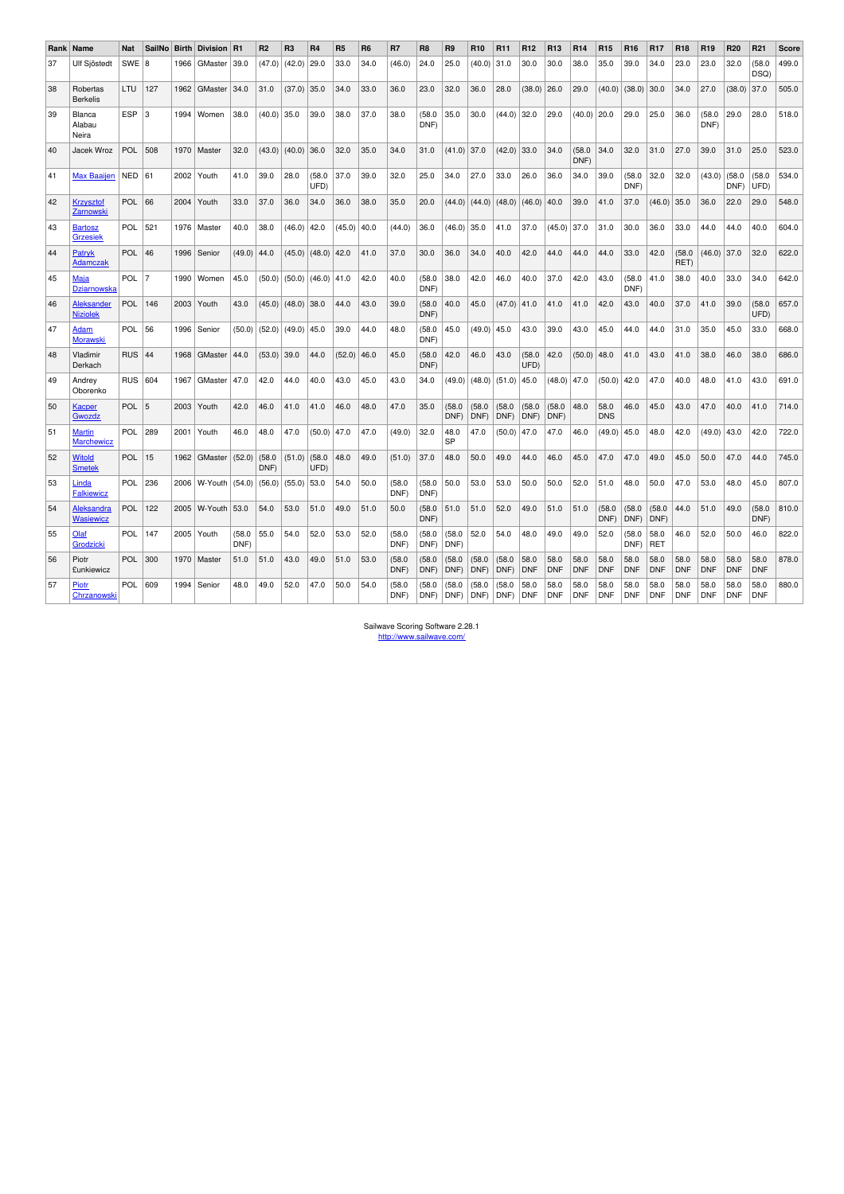| Rank | Name | Nat | SailNo | Birth | Division | R1 | R2 | R3 | R4 | R5 | R6 | R7 | R8 | R9 | R10 | R11 | R12 | R13 | R14 | R15 | R16 | R17 | R18 | R19 | R20 | R21 | Score |
|---|---|---|---|---|---|---|---|---|---|---|---|---|---|---|---|---|---|---|---|---|---|---|---|---|---|---|---|
| 37 | Ulf Sjöstedt | SWE | 8 | 1966 | GMaster | 39.0 | (47.0) | (42.0) | 29.0 | 33.0 | 34.0 | (46.0) | 24.0 | 25.0 | (40.0) | 31.0 | 30.0 | 30.0 | 38.0 | 35.0 | 39.0 | 34.0 | 23.0 | 23.0 | 32.0 | (58.0 DSQ) | 499.0 |
| 38 | Robertas Berkelis | LTU | 127 | 1962 | GMaster | 34.0 | 31.0 | (37.0) | 35.0 | 34.0 | 33.0 | 36.0 | 23.0 | 32.0 | 36.0 | 28.0 | (38.0) | 26.0 | 29.0 | (40.0) | (38.0) | 30.0 | 34.0 | 27.0 | (38.0) | 37.0 | 505.0 |
| 39 | Blanca Alabau Neira | ESP | 3 | 1994 | Women | 38.0 | (40.0) | 35.0 | 39.0 | 38.0 | 37.0 | 38.0 | (58.0 DNF) | 35.0 | 30.0 | (44.0) | 32.0 | 29.0 | (40.0) | 20.0 | 29.0 | 25.0 | 36.0 | (58.0 DNF) | 29.0 | 28.0 | 518.0 |
| 40 | Jacek Wroz | POL | 508 | 1970 | Master | 32.0 | (43.0) | (40.0) | 36.0 | 32.0 | 35.0 | 34.0 | 31.0 | (41.0) | 37.0 | (42.0) | 33.0 | 34.0 | (58.0 DNF) | 34.0 | 32.0 | 31.0 | 27.0 | 39.0 | 31.0 | 25.0 | 523.0 |
| 41 | Max Baaijen | NED | 61 | 2002 | Youth | 41.0 | 39.0 | 28.0 | (58.0 UFD) | 37.0 | 39.0 | 32.0 | 25.0 | 34.0 | 27.0 | 33.0 | 26.0 | 36.0 | 34.0 | 39.0 | (58.0 DNF) | 32.0 | 32.0 | (43.0) | (58.0 DNF) | (58.0 UFD) | 534.0 |
| 42 | Krzysztof Zarnowski | POL | 66 | 2004 | Youth | 33.0 | 37.0 | 36.0 | 34.0 | 36.0 | 38.0 | 35.0 | 20.0 | (44.0) | (44.0) | (48.0) | (46.0) | 40.0 | 39.0 | 41.0 | 37.0 | (46.0) | 35.0 | 36.0 | 22.0 | 29.0 | 548.0 |
| 43 | Bartosz Grzesiek | POL | 521 | 1976 | Master | 40.0 | 38.0 | (46.0) | 42.0 | (45.0) | 40.0 | (44.0) | 36.0 | (46.0) | 35.0 | 41.0 | 37.0 | (45.0) | 37.0 | 31.0 | 30.0 | 36.0 | 33.0 | 44.0 | 44.0 | 40.0 | 604.0 |
| 44 | Patryk Adamczak | POL | 46 | 1996 | Senior | (49.0) | 44.0 | (45.0) | (48.0) | 42.0 | 41.0 | 37.0 | 30.0 | 36.0 | 34.0 | 40.0 | 42.0 | 44.0 | 44.0 | 44.0 | 33.0 | 42.0 | (58.0 RET) | (46.0) | 37.0 | 32.0 | 622.0 |
| 45 | Maja Dziarnowska | POL | 7 | 1990 | Women | 45.0 | (50.0) | (50.0) | (46.0) | 41.0 | 42.0 | 40.0 | (58.0 DNF) | 38.0 | 42.0 | 46.0 | 40.0 | 37.0 | 42.0 | 43.0 | (58.0 DNF) | 41.0 | 38.0 | 40.0 | 33.0 | 34.0 | 642.0 |
| 46 | Aleksander Niziolek | POL | 146 | 2003 | Youth | 43.0 | (45.0) | (48.0) | 38.0 | 44.0 | 43.0 | 39.0 | (58.0 DNF) | 40.0 | 45.0 | (47.0) | 41.0 | 41.0 | 41.0 | 42.0 | 43.0 | 40.0 | 37.0 | 41.0 | 39.0 | (58.0 UFD) | 657.0 |
| 47 | Adam Morawski | POL | 56 | 1996 | Senior | (50.0) | (52.0) | (49.0) | 45.0 | 39.0 | 44.0 | 48.0 | (58.0 DNF) | 45.0 | (49.0) | 45.0 | 43.0 | 39.0 | 43.0 | 45.0 | 44.0 | 44.0 | 31.0 | 35.0 | 45.0 | 33.0 | 668.0 |
| 48 | Vladimir Derkach | RUS | 44 | 1968 | GMaster | 44.0 | (53.0) | 39.0 | 44.0 | (52.0) | 46.0 | 45.0 | (58.0 DNF) | 42.0 | 46.0 | 43.0 | (58.0 UFD) | 42.0 | (50.0) | 48.0 | 41.0 | 43.0 | 41.0 | 38.0 | 46.0 | 38.0 | 686.0 |
| 49 | Andrey Oborenko | RUS | 604 | 1967 | GMaster | 47.0 | 42.0 | 44.0 | 40.0 | 43.0 | 45.0 | 43.0 | 34.0 | (49.0) | (48.0) | (51.0) | 45.0 | (48.0) | 47.0 | (50.0) | 42.0 | 47.0 | 40.0 | 48.0 | 41.0 | 43.0 | 691.0 |
| 50 | Kacper Gwozdz | POL | 5 | 2003 | Youth | 42.0 | 46.0 | 41.0 | 41.0 | 46.0 | 48.0 | 47.0 | 35.0 | (58.0 DNF) | (58.0 DNF) | (58.0 DNF) | (58.0 DNF) | (58.0 DNF) | 48.0 | 58.0 DNS | 46.0 | 45.0 | 43.0 | 47.0 | 40.0 | 41.0 | 714.0 |
| 51 | Martin Marchewicz | POL | 289 | 2001 | Youth | 46.0 | 48.0 | 47.0 | (50.0) | 47.0 | 47.0 | (49.0) | 32.0 | 48.0 SP | 47.0 | (50.0) | 47.0 | 47.0 | 46.0 | (49.0) | 45.0 | 48.0 | 42.0 | (49.0) | 43.0 | 42.0 | 722.0 |
| 52 | Witold Smetek | POL | 15 | 1962 | GMaster | (52.0) | (58.0 DNF) | (51.0) | (58.0 UFD) | 48.0 | 49.0 | (51.0) | 37.0 | 48.0 | 50.0 | 49.0 | 44.0 | 46.0 | 45.0 | 47.0 | 47.0 | 49.0 | 45.0 | 50.0 | 47.0 | 44.0 | 745.0 |
| 53 | Linda Falkiewicz | POL | 236 | 2006 | W-Youth | (54.0) | (56.0) | (55.0) | 53.0 | 54.0 | 50.0 | (58.0 DNF) | (58.0 DNF) | 50.0 | 53.0 | 53.0 | 50.0 | 50.0 | 52.0 | 51.0 | 48.0 | 50.0 | 47.0 | 53.0 | 48.0 | 45.0 | 807.0 |
| 54 | Aleksandra Wasiewicz | POL | 122 | 2005 | W-Youth | 53.0 | 54.0 | 53.0 | 51.0 | 49.0 | 51.0 | 50.0 | (58.0 DNF) | 51.0 | 51.0 | 52.0 | 49.0 | 51.0 | 51.0 | (58.0 DNF) | (58.0 DNF) | (58.0 DNF) | 44.0 | 51.0 | 49.0 | (58.0 DNF) | 810.0 |
| 55 | Olaf Grodzicki | POL | 147 | 2005 | Youth | (58.0 DNF) | 55.0 | 54.0 | 52.0 | 53.0 | 52.0 | (58.0 DNF) | (58.0 DNF) | (58.0 DNF) | 52.0 | 54.0 | 48.0 | 49.0 | 49.0 | 52.0 | (58.0 DNF) | 58.0 RET | 46.0 | 52.0 | 50.0 | 46.0 | 822.0 |
| 56 | Piotr Łunkiewicz | POL | 300 | 1970 | Master | 51.0 | 51.0 | 43.0 | 49.0 | 51.0 | 53.0 | (58.0 DNF) | (58.0 DNF) | (58.0 DNF) | (58.0 DNF) | (58.0 DNF) | 58.0 DNF | 58.0 DNF | 58.0 DNF | 58.0 DNF | 58.0 DNF | 58.0 DNF | 58.0 DNF | 58.0 DNF | 58.0 DNF | 58.0 DNF | 878.0 |
| 57 | Piotr Chrzanowski | POL | 609 | 1994 | Senior | 48.0 | 49.0 | 52.0 | 47.0 | 50.0 | 54.0 | (58.0 DNF) | (58.0 DNF) | (58.0 DNF) | (58.0 DNF) | (58.0 DNF) | 58.0 DNF | 58.0 DNF | 58.0 DNF | 58.0 DNF | 58.0 DNF | 58.0 DNF | 58.0 DNF | 58.0 DNF | 58.0 DNF | 58.0 DNF | 880.0 |

Sailwave Scoring Software 2.28.1
http://www.sailwave.com/